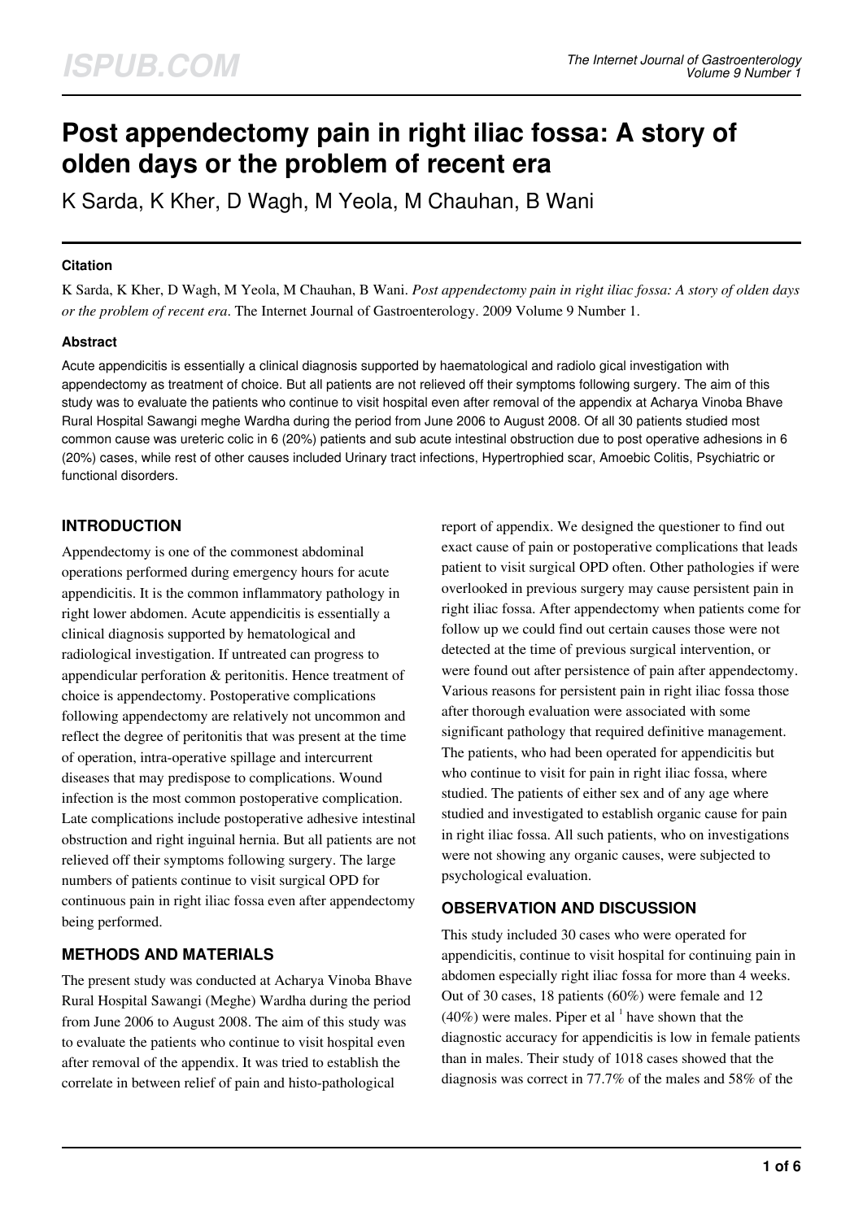# Post appendectomy pain in right iliac fossa: A story of olden days or the problem of recent era

K Sarda, K Kher, D Wagh, M Yeola, M Chauhan, B Wani

## Citation

K Sarda, K Kher, D Wagh, M Yeola, M Chauhan, B Wani. *Post appendectomy pain in right iliac fossa: A story of olden days or the problem of recent era*. The Internet Journal of Gastroenterology. 2009 Volume 9 Number 1.

## Abstract

Acute appendicitis is essentially a clinical diagnosis supported by haematological and radiolo gical investigation with appendectomy as treatment of choice. But all patients are not relieved off their symptoms following surgery. The aim of this study was to evaluate the patients who continue to visit hospital even after removal of the appendix at Acharya Vinoba Bhave Rural Hospital Sawangi meghe Wardha during the period from June 2006 to August 2008. Of all 30 patients studied most common cause was ureteric colic in 6 (20%) patients and sub acute intestinal obstruction due to post operative adhesions in 6 (20%) cases, while rest of other causes included Urinary tract infections, Hypertrophied scar, Amoebic Colitis, Psychiatric or functional disorders.

## INTRODUCTION

Appendectomy is one of the commonest abdominal operations performed during emergency hours for acute appendicitis. It is the common inflammatory pathology in right lower abdomen. Acute appendicitis is essentially a clinical diagnosis supported by hematological and radiological investigation. If untreated can progress to appendicular perforation & peritonitis. Hence treatment of choice is appendectomy. Postoperative complications following appendectomy are relatively not uncommon and reflect the degree of peritonitis that was present at the time of operation, intra-operative spillage and intercurrent diseases that may predispose to complications. Wound infection is the most common postoperative complication. Late complications include postoperative adhesive intestinal obstruction and right inguinal hernia. But all patients are not relieved off their symptoms following surgery. The large numbers of patients continue to visit surgical OPD for continuous pain in right iliac fossa even after appendectomy being performed.

## METHODS AND MATERIALS

The present study was conducted at Acharya Vinoba Bhave Rural Hospital Sawangi (Meghe) Wardha during the period from June 2006 to August 2008. The aim of this study was to evaluate the patients who continue to visit hospital even after removal of the appendix. It was tried to establish the correlate in between relief of pain and histo-pathological report of appendix. We designed the questioner to find out exact cause of pain or postoperative complications that leads patient to visit surgical OPD often. Other pathologies if were overlooked in previous surgery may cause persistent pain in right iliac fossa. After appendectomy when patients come for follow up we could find out certain causes those were not detected at the time of previous surgical intervention, or were found out after persistence of pain after appendectomy. Various reasons for persistent pain in right iliac fossa those after thorough evaluation were associated with some significant pathology that required definitive management. The patients, who had been operated for appendicitis but who continue to visit for pain in right iliac fossa, where studied. The patients of either sex and of any age where studied and investigated to establish organic cause for pain in right iliac fossa. All such patients, who on investigations were not showing any organic causes, were subjected to psychological evaluation.

## OBSERVATION AND DISCUSSION

This study included 30 cases who were operated for appendicitis, continue to visit hospital for continuing pain in abdomen especially right iliac fossa for more than 4 weeks. Out of 30 cases, 18 patients (60%) were female and 12 (40%) were males. Piper et al [1] have shown that the diagnostic accuracy for appendicitis is low in female patients than in males. Their study of 1018 cases showed that the diagnosis was correct in 77.7% of the males and 58% of the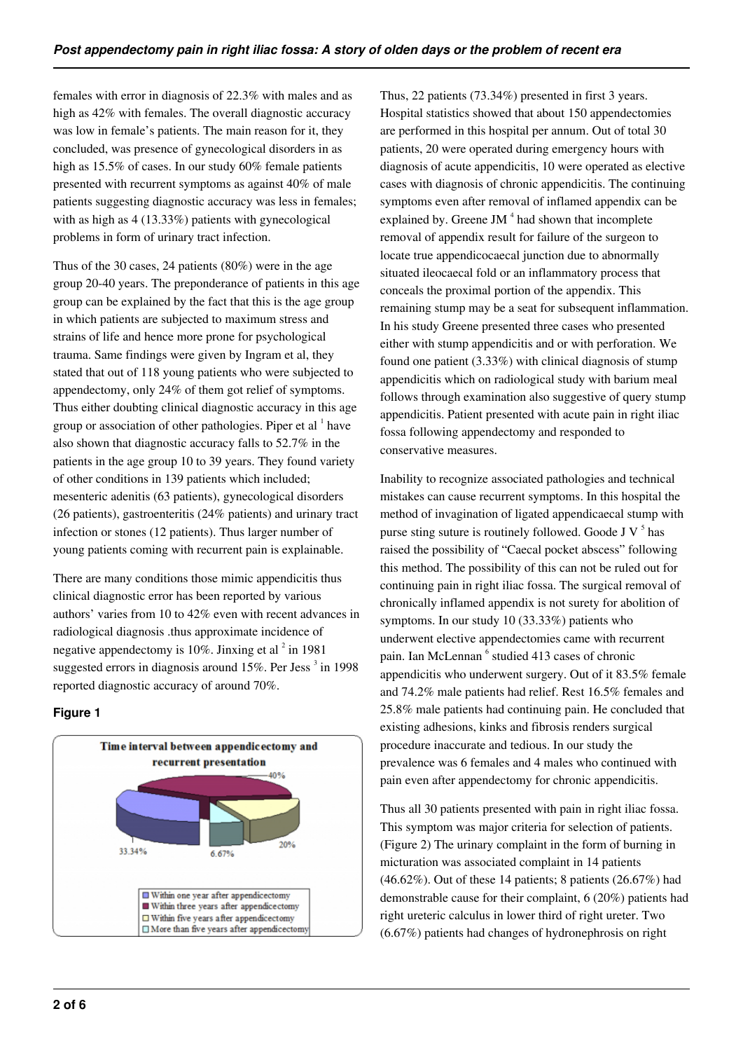females with error in diagnosis of 22.3% with males and as high as 42% with females. The overall diagnostic accuracy was low in female's patients. The main reason for it, they concluded, was presence of gynecological disorders in as high as 15.5% of cases. In our study 60% female patients presented with recurrent symptoms as against 40% of male patients suggesting diagnostic accuracy was less in females; with as high as 4 (13.33%) patients with gynecological problems in form of urinary tract infection.

Thus of the 30 cases, 24 patients (80%) were in the age group 20-40 years. The preponderance of patients in this age group can be explained by the fact that this is the age group in which patients are subjected to maximum stress and strains of life and hence more prone for psychological trauma. Same findings were given by Ingram et al, they stated that out of 118 young patients who were subjected to appendectomy, only 24% of them got relief of symptoms. Thus either doubting clinical diagnostic accuracy in this age group or association of other pathologies. Piper et al [1] have also shown that diagnostic accuracy falls to 52.7% in the patients in the age group 10 to 39 years. They found variety of other conditions in 139 patients which included; mesenteric adenitis (63 patients), gynecological disorders (26 patients), gastroenteritis (24% patients) and urinary tract infection or stones (12 patients). Thus larger number of young patients coming with recurrent pain is explainable.

There are many conditions those mimic appendicitis thus clinical diagnostic error has been reported by various authors' varies from 10 to 42% even with recent advances in radiological diagnosis .thus approximate incidence of negative appendectomy is 10%. Jinxing et al [2] in 1981 suggested errors in diagnosis around 15%. Per Jess [3] in 1998 reported diagnostic accuracy of around 70%.

**Figure 1**

Time interval between appendicectomy and recurrent presentation

| Time interval | Percentage |
|---|---|
| Within one year after appendicectomy | 33.34% |
| Within three years after appendicectomy | 40% |
| Within five years after appendicectomy | 20% |
| More than five years after appendicectomy | 6.67% |

Thus, 22 patients (73.34%) presented in first 3 years. Hospital statistics showed that about 150 appendectomies are performed in this hospital per annum. Out of total 30 patients, 20 were operated during emergency hours with diagnosis of acute appendicitis, 10 were operated as elective cases with diagnosis of chronic appendicitis. The continuing symptoms even after removal of inflamed appendix can be explained by. Greene JM [4] had shown that incomplete removal of appendix result for failure of the surgeon to locate true appendicocaecal junction due to abnormally situated ileocaecal fold or an inflammatory process that conceals the proximal portion of the appendix. This remaining stump may be a seat for subsequent inflammation. In his study Greene presented three cases who presented either with stump appendicitis and or with perforation. We found one patient (3.33%) with clinical diagnosis of stump appendicitis which on radiological study with barium meal follows through examination also suggestive of query stump appendicitis. Patient presented with acute pain in right iliac fossa following appendectomy and responded to conservative measures.

Inability to recognize associated pathologies and technical mistakes can cause recurrent symptoms. In this hospital the method of invagination of ligated appendicaecal stump with purse sting suture is routinely followed. Goode J V [5] has raised the possibility of "Caecal pocket abscess" following this method. The possibility of this can not be ruled out for continuing pain in right iliac fossa. The surgical removal of chronically inflamed appendix is not surety for abolition of symptoms. In our study 10 (33.33%) patients who underwent elective appendectomies came with recurrent pain. Ian McLennan [6] studied 413 cases of chronic appendicitis who underwent surgery. Out of it 83.5% female and 74.2% male patients had relief. Rest 16.5% females and 25.8% male patients had continuing pain. He concluded that existing adhesions, kinks and fibrosis renders surgical procedure inaccurate and tedious. In our study the prevalence was 6 females and 4 males who continued with pain even after appendectomy for chronic appendicitis.

Thus all 30 patients presented with pain in right iliac fossa. This symptom was major criteria for selection of patients. (Figure 2) The urinary complaint in the form of burning in micturation was associated complaint in 14 patients (46.62%). Out of these 14 patients; 8 patients (26.67%) had demonstrable cause for their complaint, 6 (20%) patients had right ureteric calculus in lower third of right ureter. Two (6.67%) patients had changes of hydronephrosis on right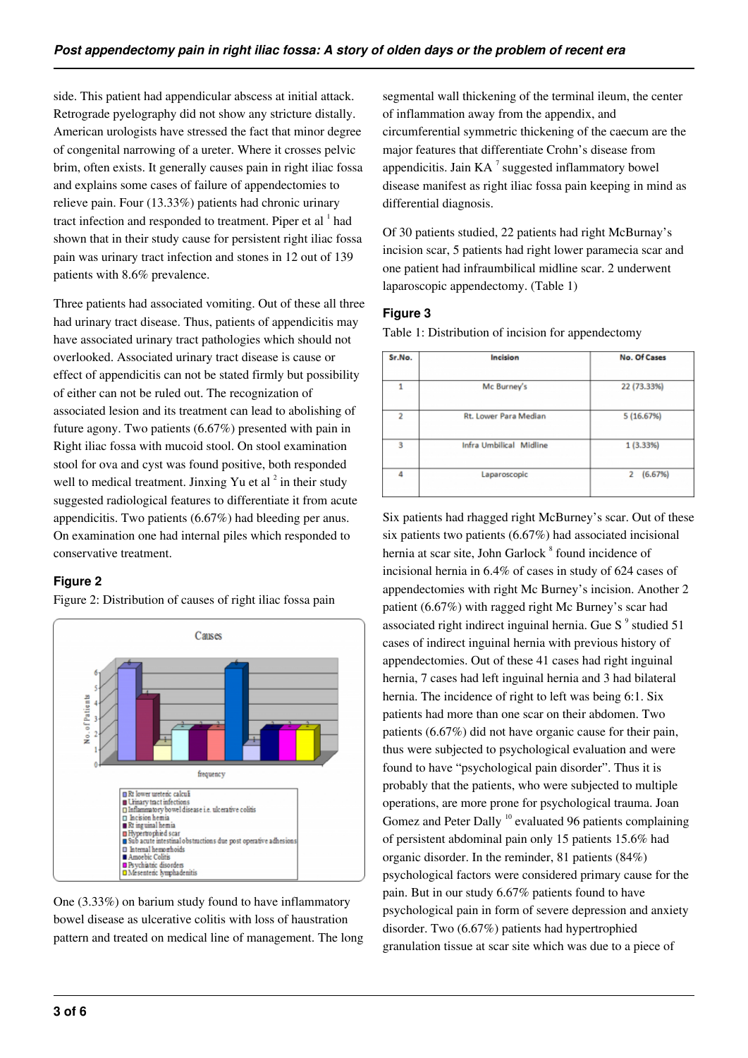side. This patient had appendicular abscess at initial attack. Retrograde pyelography did not show any stricture distally. American urologists have stressed the fact that minor degree of congenital narrowing of a ureter. Where it crosses pelvic brim, often exists. It generally causes pain in right iliac fossa and explains some cases of failure of appendectomies to relieve pain. Four (13.33%) patients had chronic urinary tract infection and responded to treatment. Piper et al [1] had shown that in their study cause for persistent right iliac fossa pain was urinary tract infection and stones in 12 out of 139 patients with 8.6% prevalence.

Three patients had associated vomiting. Out of these all three had urinary tract disease. Thus, patients of appendicitis may have associated urinary tract pathologies which should not overlooked. Associated urinary tract disease is cause or effect of appendicitis can not be stated firmly but possibility of either can not be ruled out. The recognization of associated lesion and its treatment can lead to abolishing of future agony. Two patients (6.67%) presented with pain in Right iliac fossa with mucoid stool. On stool examination stool for ova and cyst was found positive, both responded well to medical treatment. Jinxing Yu et al [2] in their study suggested radiological features to differentiate it from acute appendicitis. Two patients (6.67%) had bleeding per anus. On examination one had internal piles which responded to conservative treatment.

### Figure 2

Figure 2: Distribution of causes of right iliac fossa pain

One (3.33%) on barium study found to have inflammatory bowel disease as ulcerative colitis with loss of haustration pattern and treated on medical line of management. The long segmental wall thickening of the terminal ileum, the center of inflammation away from the appendix, and circumferential symmetric thickening of the caecum are the major features that differentiate Crohn's disease from appendicitis. Jain KA [7] suggested inflammatory bowel disease manifest as right iliac fossa pain keeping in mind as differential diagnosis.

Of 30 patients studied, 22 patients had right McBurnay's incision scar, 5 patients had right lower paramecia scar and one patient had infraumbilical midline scar. 2 underwent laparoscopic appendectomy. (Table 1)

### Figure 3

Table 1: Distribution of incision for appendectomy

| Sr.No. | Incision | No. Of Cases |
|---|---|---|
| 1 | Mc Burney's | 22 (73.33%) |
| 2 | Rt. Lower Para Median | 5 (16.67%) |
| 3 | Infra Umbilical Midline | 1 (3.33%) |
| 4 | Laparoscopic | 2 (6.67%) |

Six patients had rhagged right McBurney's scar. Out of these six patients two patients (6.67%) had associated incisional hernia at scar site, John Garlock [8] found incidence of incisional hernia in 6.4% of cases in study of 624 cases of appendectomies with right Mc Burney's incision. Another 2 patient (6.67%) with ragged right Mc Burney's scar had associated right indirect inguinal hernia. Gue S [9] studied 51 cases of indirect inguinal hernia with previous history of appendectomies. Out of these 41 cases had right inguinal hernia, 7 cases had left inguinal hernia and 3 had bilateral hernia. The incidence of right to left was being 6:1. Six patients had more than one scar on their abdomen. Two patients (6.67%) did not have organic cause for their pain, thus were subjected to psychological evaluation and were found to have "psychological pain disorder". Thus it is probably that the patients, who were subjected to multiple operations, are more prone for psychological trauma. Joan Gomez and Peter Dally [10] evaluated 96 patients complaining of persistent abdominal pain only 15 patients 15.6% had organic disorder. In the reminder, 81 patients (84%) psychological factors were considered primary cause for the pain. But in our study 6.67% patients found to have psychological pain in form of severe depression and anxiety disorder. Two (6.67%) patients had hypertrophied granulation tissue at scar site which was due to a piece of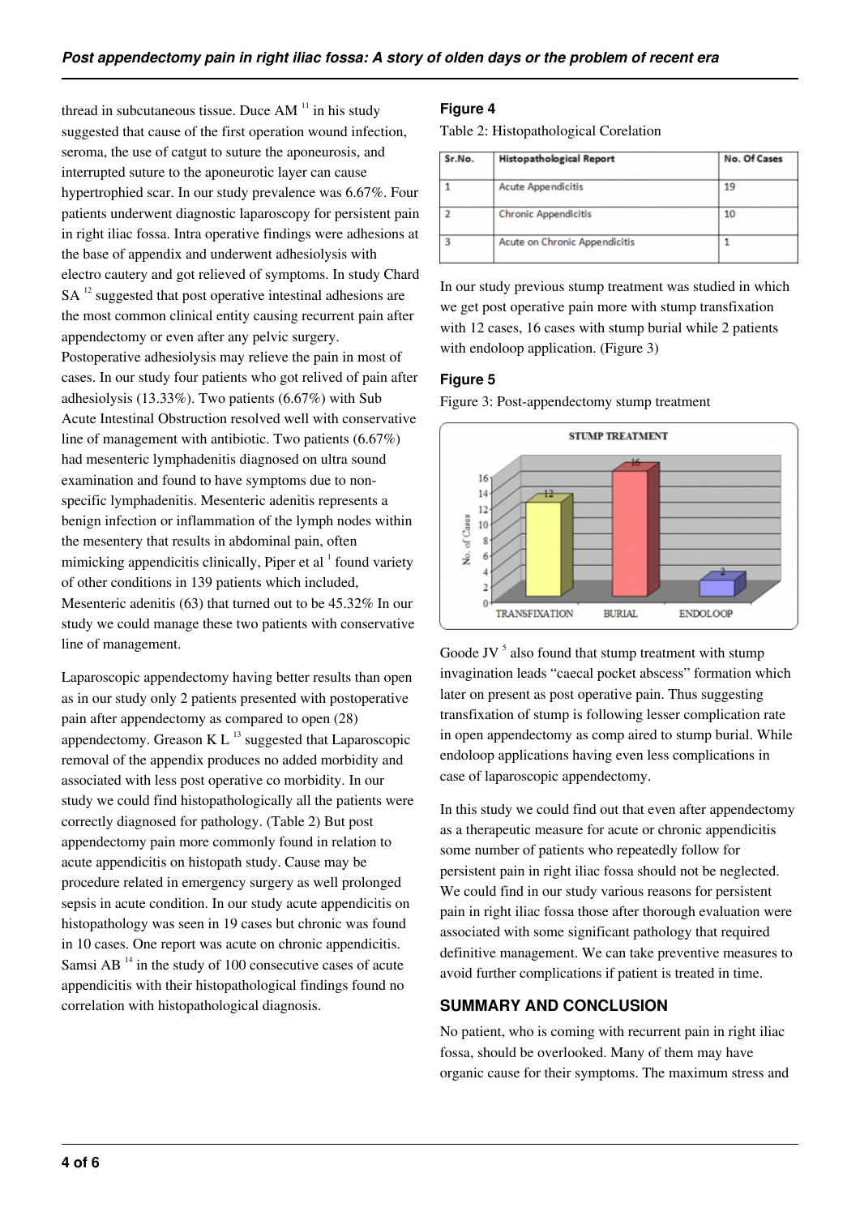thread in subcutaneous tissue. Duce AM [11] in his study suggested that cause of the first operation wound infection, seroma, the use of catgut to suture the aponeurosis, and interrupted suture to the aponeurotic layer can cause hypertrophied scar. In our study prevalence was 6.67%. Four patients underwent diagnostic laparoscopy for persistent pain in right iliac fossa. Intra operative findings were adhesions at the base of appendix and underwent adhesiolysis with electro cautery and got relieved of symptoms. In study Chard SA [12] suggested that post operative intestinal adhesions are the most common clinical entity causing recurrent pain after appendectomy or even after any pelvic surgery. Postoperative adhesiolysis may relieve the pain in most of cases. In our study four patients who got relived of pain after adhesiolysis (13.33%). Two patients (6.67%) with Sub Acute Intestinal Obstruction resolved well with conservative line of management with antibiotic. Two patients (6.67%) had mesenteric lymphadenitis diagnosed on ultra sound examination and found to have symptoms due to non-specific lymphadenitis. Mesenteric adenitis represents a benign infection or inflammation of the lymph nodes within the mesentery that results in abdominal pain, often mimicking appendicitis clinically, Piper et al [1] found variety of other conditions in 139 patients which included, Mesenteric adenitis (63) that turned out to be 45.32% In our study we could manage these two patients with conservative line of management.

Laparoscopic appendectomy having better results than open as in our study only 2 patients presented with postoperative pain after appendectomy as compared to open (28) appendectomy. Greason K L [13] suggested that Laparoscopic removal of the appendix produces no added morbidity and associated with less post operative co morbidity. In our study we could find histopathologically all the patients were correctly diagnosed for pathology. (Table 2) But post appendectomy pain more commonly found in relation to acute appendicitis on histopath study. Cause may be procedure related in emergency surgery as well prolonged sepsis in acute condition. In our study acute appendicitis on histopathology was seen in 19 cases but chronic was found in 10 cases. One report was acute on chronic appendicitis. Samsi AB [14] in the study of 100 consecutive cases of acute appendicitis with their histopathological findings found no correlation with histopathological diagnosis.

### Figure 4

Table 2: Histopathological Corelation

| Sr.No. | Histopathological Report | No. Of Cases |
|---|---|---|
| 1 | Acute Appendicitis | 19 |
| 2 | Chronic Appendicitis | 10 |
| 3 | Acute on Chronic Appendicitis | 1 |

In our study previous stump treatment was studied in which we get post operative pain more with stump transfixation with 12 cases, 16 cases with stump burial while 2 patients with endoloop application. (Figure 3)

### Figure 5

Figure 3: Post-appendectomy stump treatment

Goode JV [5] also found that stump treatment with stump invagination leads "caecal pocket abscess" formation which later on present as post operative pain. Thus suggesting transfixation of stump is following lesser complication rate in open appendectomy as comp aired to stump burial. While endoloop applications having even less complications in case of laparoscopic appendectomy.

In this study we could find out that even after appendectomy as a therapeutic measure for acute or chronic appendicitis some number of patients who repeatedly follow for persistent pain in right iliac fossa should not be neglected. We could find in our study various reasons for persistent pain in right iliac fossa those after thorough evaluation were associated with some significant pathology that required definitive management. We can take preventive measures to avoid further complications if patient is treated in time.

## SUMMARY AND CONCLUSION

No patient, who is coming with recurrent pain in right iliac fossa, should be overlooked. Many of them may have organic cause for their symptoms. The maximum stress and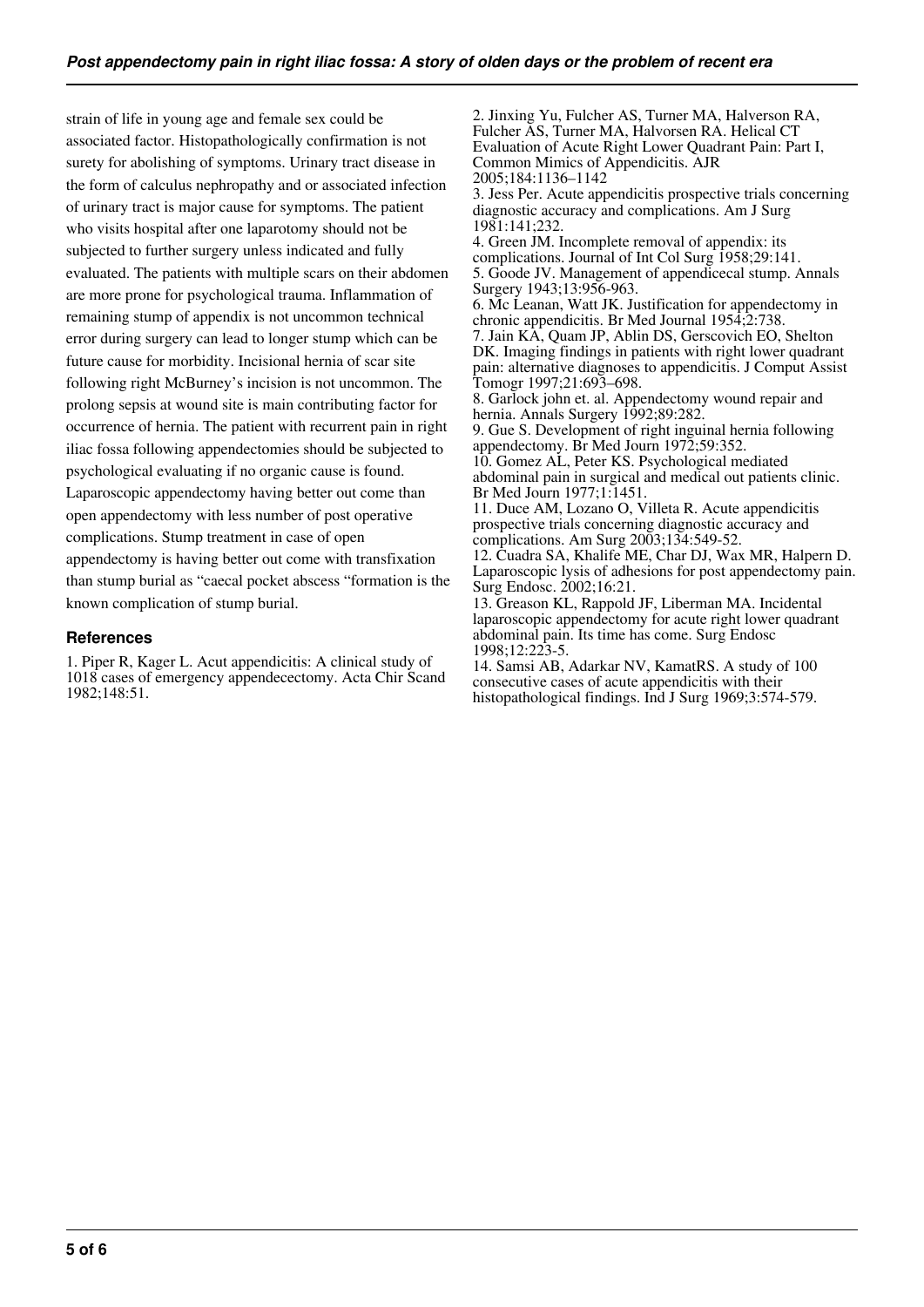strain of life in young age and female sex could be associated factor. Histopathologically confirmation is not surety for abolishing of symptoms. Urinary tract disease in the form of calculus nephropathy and or associated infection of urinary tract is major cause for symptoms. The patient who visits hospital after one laparotomy should not be subjected to further surgery unless indicated and fully evaluated. The patients with multiple scars on their abdomen are more prone for psychological trauma. Inflammation of remaining stump of appendix is not uncommon technical error during surgery can lead to longer stump which can be future cause for morbidity. Incisional hernia of scar site following right McBurney's incision is not uncommon. The prolong sepsis at wound site is main contributing factor for occurrence of hernia. The patient with recurrent pain in right iliac fossa following appendectomies should be subjected to psychological evaluating if no organic cause is found. Laparoscopic appendectomy having better out come than open appendectomy with less number of post operative complications. Stump treatment in case of open appendectomy is having better out come with transfixation than stump burial as "caecal pocket abscess "formation is the known complication of stump burial.

## References

1. Piper R, Kager L. Acut appendicitis: A clinical study of 1018 cases of emergency appendecectomy. Acta Chir Scand 1982;148:51.
2. Jinxing Yu, Fulcher AS, Turner MA, Halverson RA, Fulcher AS, Turner MA, Halvorsen RA. Helical CT Evaluation of Acute Right Lower Quadrant Pain: Part I, Common Mimics of Appendicitis. AJR 2005;184:1136–1142
3. Jess Per. Acute appendicitis prospective trials concerning diagnostic accuracy and complications. Am J Surg 1981:141;232.
4. Green JM. Incomplete removal of appendix: its complications. Journal of Int Col Surg 1958;29:141.
5. Goode JV. Management of appendicecal stump. Annals Surgery 1943;13:956-963.
6. Mc Leanan, Watt JK. Justification for appendectomy in chronic appendicitis. Br Med Journal 1954;2:738.
7. Jain KA, Quam JP, Ablin DS, Gerscovich EO, Shelton DK. Imaging findings in patients with right lower quadrant pain: alternative diagnoses to appendicitis. J Comput Assist Tomogr 1997;21:693–698.
8. Garlock john et. al. Appendectomy wound repair and hernia. Annals Surgery 1992;89:282.
9. Gue S. Development of right inguinal hernia following appendectomy. Br Med Journ 1972;59:352.
10. Gomez AL, Peter KS. Psychological mediated abdominal pain in surgical and medical out patients clinic. Br Med Journ 1977;1:1451.
11. Duce AM, Lozano O, Villeta R. Acute appendicitis prospective trials concerning diagnostic accuracy and complications. Am Surg 2003;134:549-52.
12. Cuadra SA, Khalife ME, Char DJ, Wax MR, Halpern D. Laparoscopic lysis of adhesions for post appendectomy pain. Surg Endosc. 2002;16:21.
13. Greason KL, Rappold JF, Liberman MA. Incidental laparoscopic appendectomy for acute right lower quadrant abdominal pain. Its time has come. Surg Endosc 1998;12:223-5.
14. Samsi AB, Adarkar NV, KamatRS. A study of 100 consecutive cases of acute appendicitis with their histopathological findings. Ind J Surg 1969;3:574-579.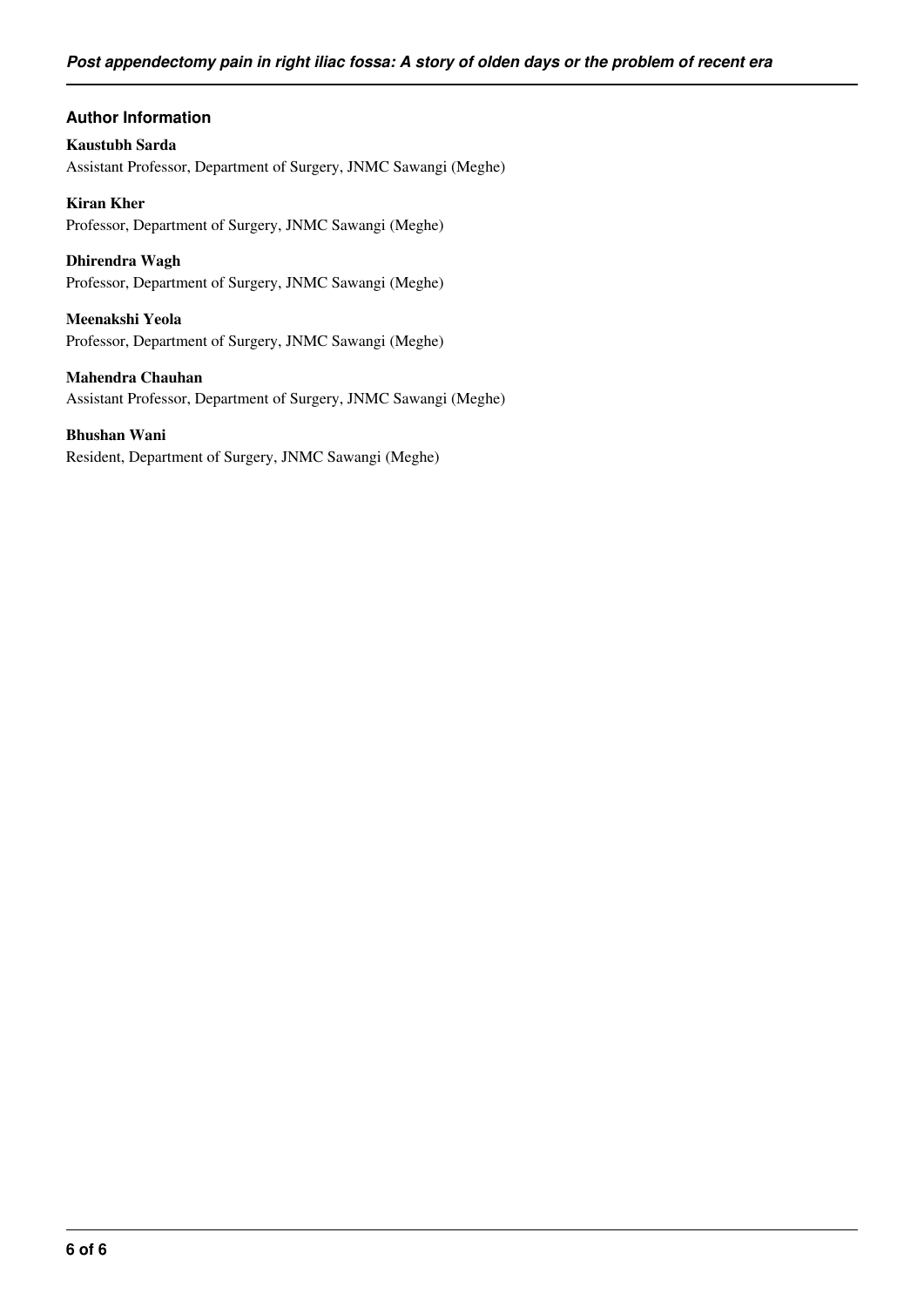## Author Information

**Kaustubh Sarda**
Assistant Professor, Department of Surgery, JNMC Sawangi (Meghe)

**Kiran Kher**
Professor, Department of Surgery, JNMC Sawangi (Meghe)

**Dhirendra Wagh**
Professor, Department of Surgery, JNMC Sawangi (Meghe)

**Meenakshi Yeola**
Professor, Department of Surgery, JNMC Sawangi (Meghe)

**Mahendra Chauhan**
Assistant Professor, Department of Surgery, JNMC Sawangi (Meghe)

**Bhushan Wani**
Resident, Department of Surgery, JNMC Sawangi (Meghe)